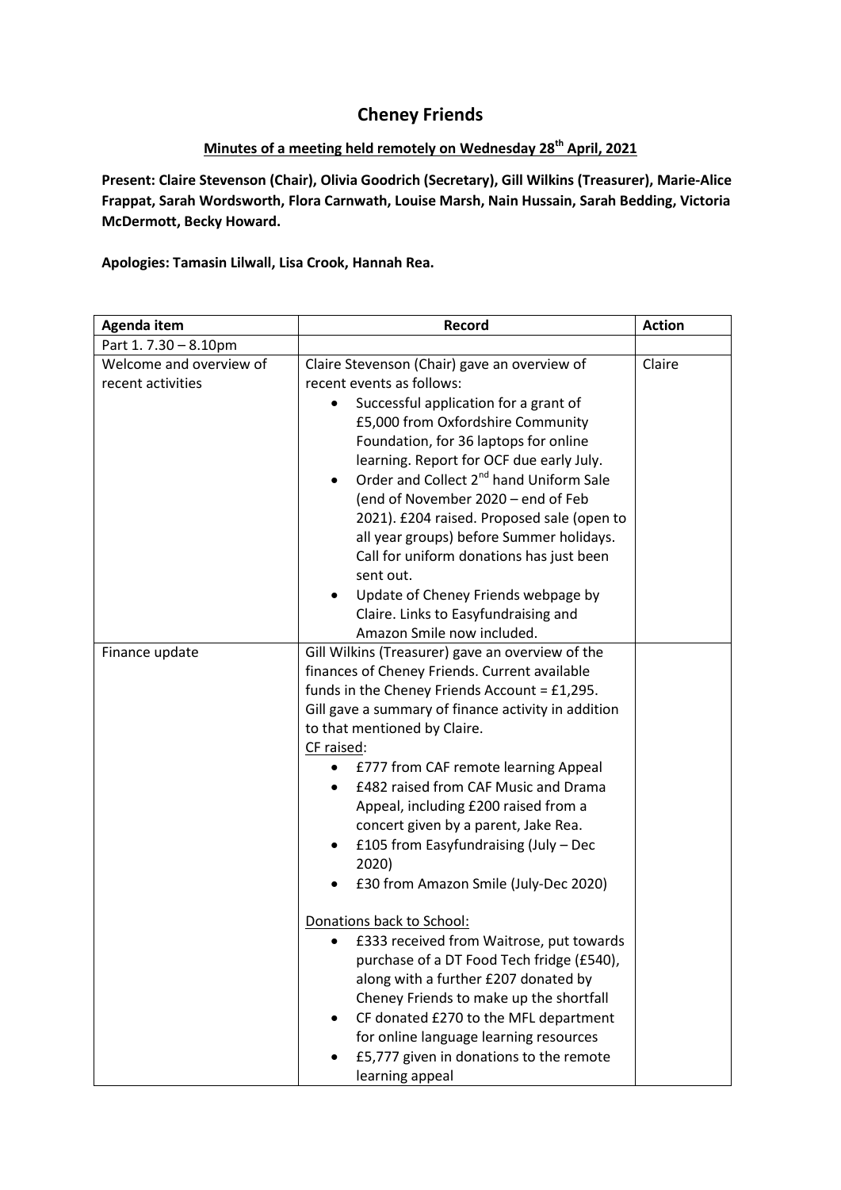# Cheney Friends

**Minutes of a meeting held remotely on Wednesday 28th April, 2021**

**Present: Claire Stevenson (Chair), Olivia Goodrich (Secretary), Gill Wilkins (Treasurer), Marie-Alice Frappat, Sarah Wordsworth, Flora Carnwath, Louise Marsh, Nain Hussain, Sarah Bedding, Victoria McDermott, Becky Howard.**

**Apologies: Tamasin Lilwall, Lisa Crook, Hannah Rea.**

| Agenda item | Record | Action |
|---|---|---|
| Part 1. 7.30 – 8.10pm | | |
| Welcome and overview of recent activities | Claire Stevenson (Chair) gave an overview of recent events as follows:<br>• Successful application for a grant of £5,000 from Oxfordshire Community Foundation, for 36 laptops for online learning. Report for OCF due early July.<br>• Order and Collect 2nd hand Uniform Sale (end of November 2020 – end of Feb 2021). £204 raised. Proposed sale (open to all year groups) before Summer holidays. Call for uniform donations has just been sent out.<br>• Update of Cheney Friends webpage by Claire. Links to Easyfundraising and Amazon Smile now included. | Claire |
| Finance update | Gill Wilkins (Treasurer) gave an overview of the finances of Cheney Friends. Current available funds in the Cheney Friends Account = £1,295. Gill gave a summary of finance activity in addition to that mentioned by Claire.<br>CF raised:<br>• £777 from CAF remote learning Appeal<br>• £482 raised from CAF Music and Drama Appeal, including £200 raised from a concert given by a parent, Jake Rea.<br>• £105 from Easyfundraising (July – Dec 2020)<br>• £30 from Amazon Smile (July-Dec 2020)<br><br>Donations back to School:<br>• £333 received from Waitrose, put towards purchase of a DT Food Tech fridge (£540), along with a further £207 donated by Cheney Friends to make up the shortfall<br>• CF donated £270 to the MFL department for online language learning resources<br>• £5,777 given in donations to the remote learning appeal | |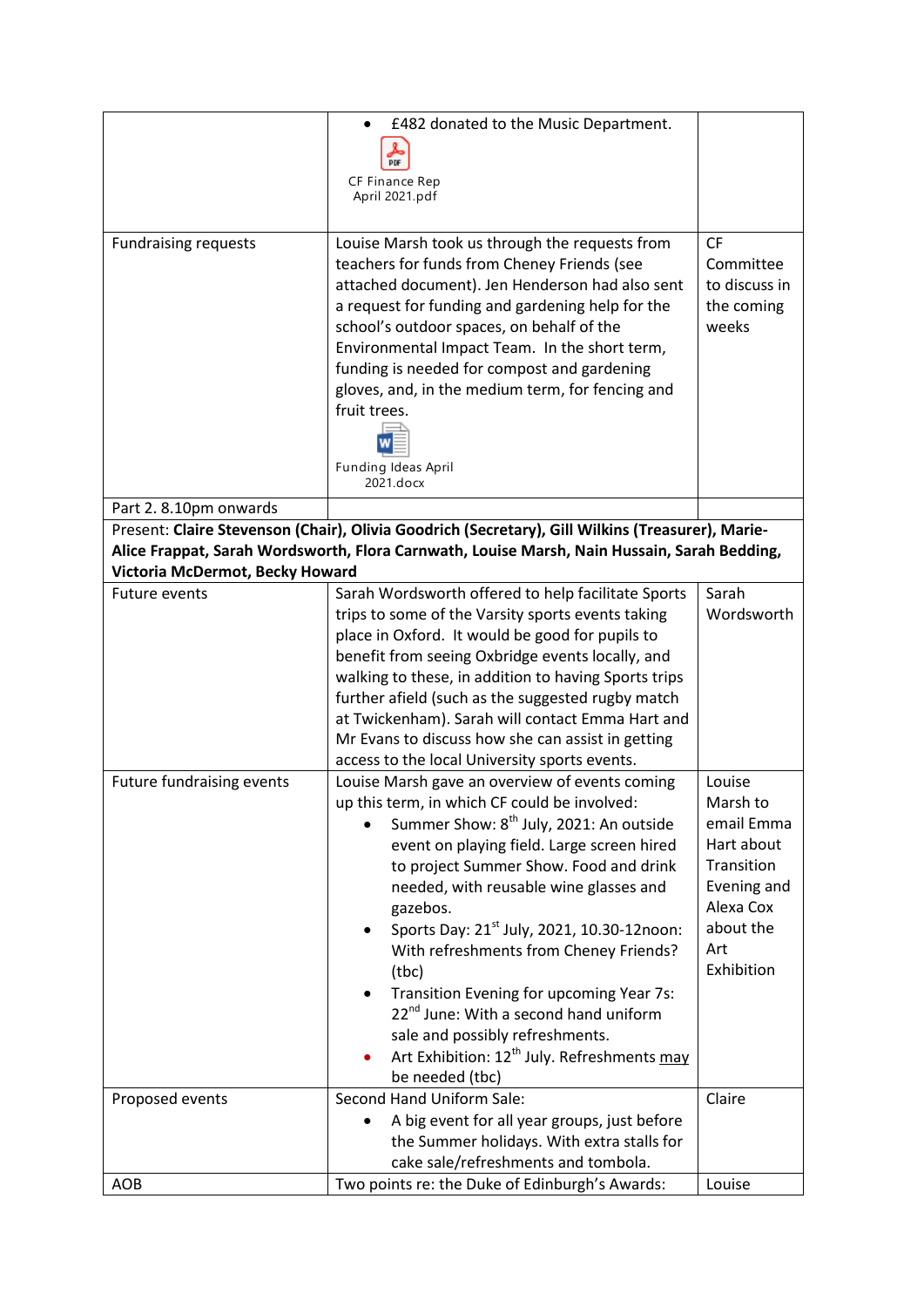| | | |
|---|---|---|
| | • £482 donated to the Music Department.<br>CF Finance Rep April 2021.pdf | |
| Fundraising requests | Louise Marsh took us through the requests from teachers for funds from Cheney Friends (see attached document). Jen Henderson had also sent a request for funding and gardening help for the school's outdoor spaces, on behalf of the Environmental Impact Team. In the short term, funding is needed for compost and gardening gloves, and, in the medium term, for fencing and fruit trees.<br>Funding Ideas April 2021.docx | CF Committee to discuss in the coming weeks |
| Part 2. 8.10pm onwards | | |
| Present: **Claire Stevenson (Chair), Olivia Goodrich (Secretary), Gill Wilkins (Treasurer), Marie-Alice Frappat, Sarah Wordsworth, Flora Carnwath, Louise Marsh, Nain Hussain, Sarah Bedding, Victoria McDermot, Becky Howard** | | |
| Future events | Sarah Wordsworth offered to help facilitate Sports trips to some of the Varsity sports events taking place in Oxford. It would be good for pupils to benefit from seeing Oxbridge events locally, and walking to these, in addition to having Sports trips further afield (such as the suggested rugby match at Twickenham). Sarah will contact Emma Hart and Mr Evans to discuss how she can assist in getting access to the local University sports events. | Sarah Wordsworth |
| Future fundraising events | Louise Marsh gave an overview of events coming up this term, in which CF could be involved:<br>• Summer Show: 8th July, 2021: An outside event on playing field. Large screen hired to project Summer Show. Food and drink needed, with reusable wine glasses and gazebos.<br>• Sports Day: 21st July, 2021, 10.30-12noon: With refreshments from Cheney Friends? (tbc)<br>• Transition Evening for upcoming Year 7s: 22nd June: With a second hand uniform sale and possibly refreshments.<br>• Art Exhibition: 12th July. Refreshments may be needed (tbc) | Louise Marsh to email Emma Hart about Transition Evening and Alexa Cox about the Art Exhibition |
| Proposed events | Second Hand Uniform Sale:<br>• A big event for all year groups, just before the Summer holidays. With extra stalls for cake sale/refreshments and tombola. | Claire |
| AOB | Two points re: the Duke of Edinburgh's Awards: | Louise |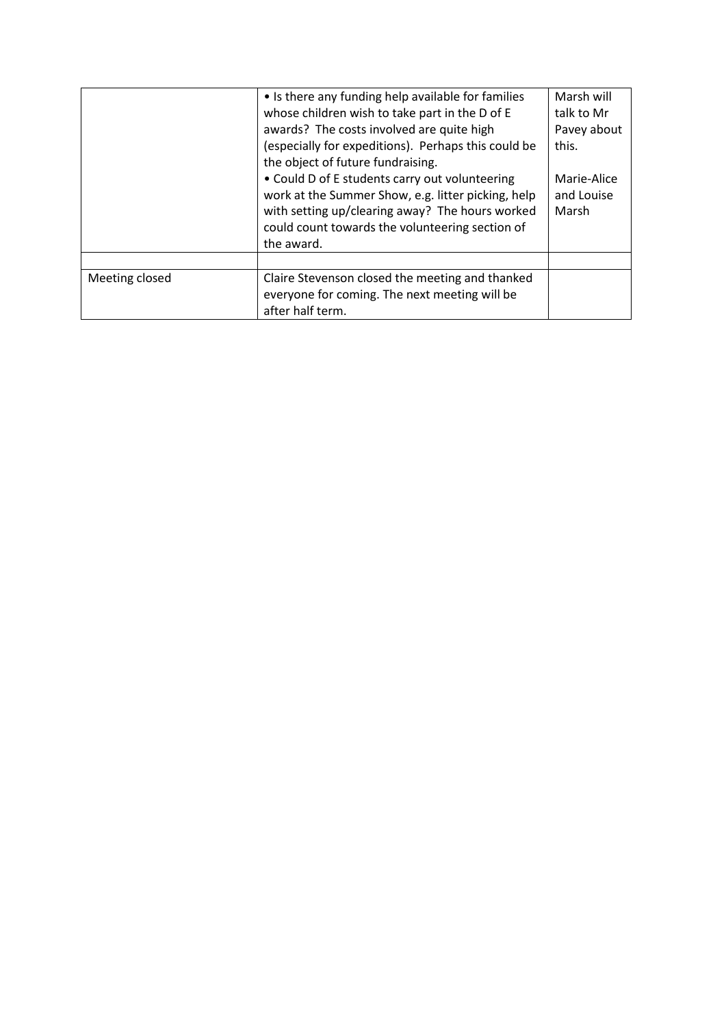| | | |
|---|---|---|
| | • Is there any funding help available for families whose children wish to take part in the D of E awards? The costs involved are quite high (especially for expeditions). Perhaps this could be the object of future fundraising.<br>• Could D of E students carry out volunteering work at the Summer Show, e.g. litter picking, help with setting up/clearing away? The hours worked could count towards the volunteering section of the award. | Marsh will talk to Mr Pavey about this.<br><br>Marie-Alice and Louise Marsh |
| | | |
| Meeting closed | Claire Stevenson closed the meeting and thanked everyone for coming. The next meeting will be after half term. | |